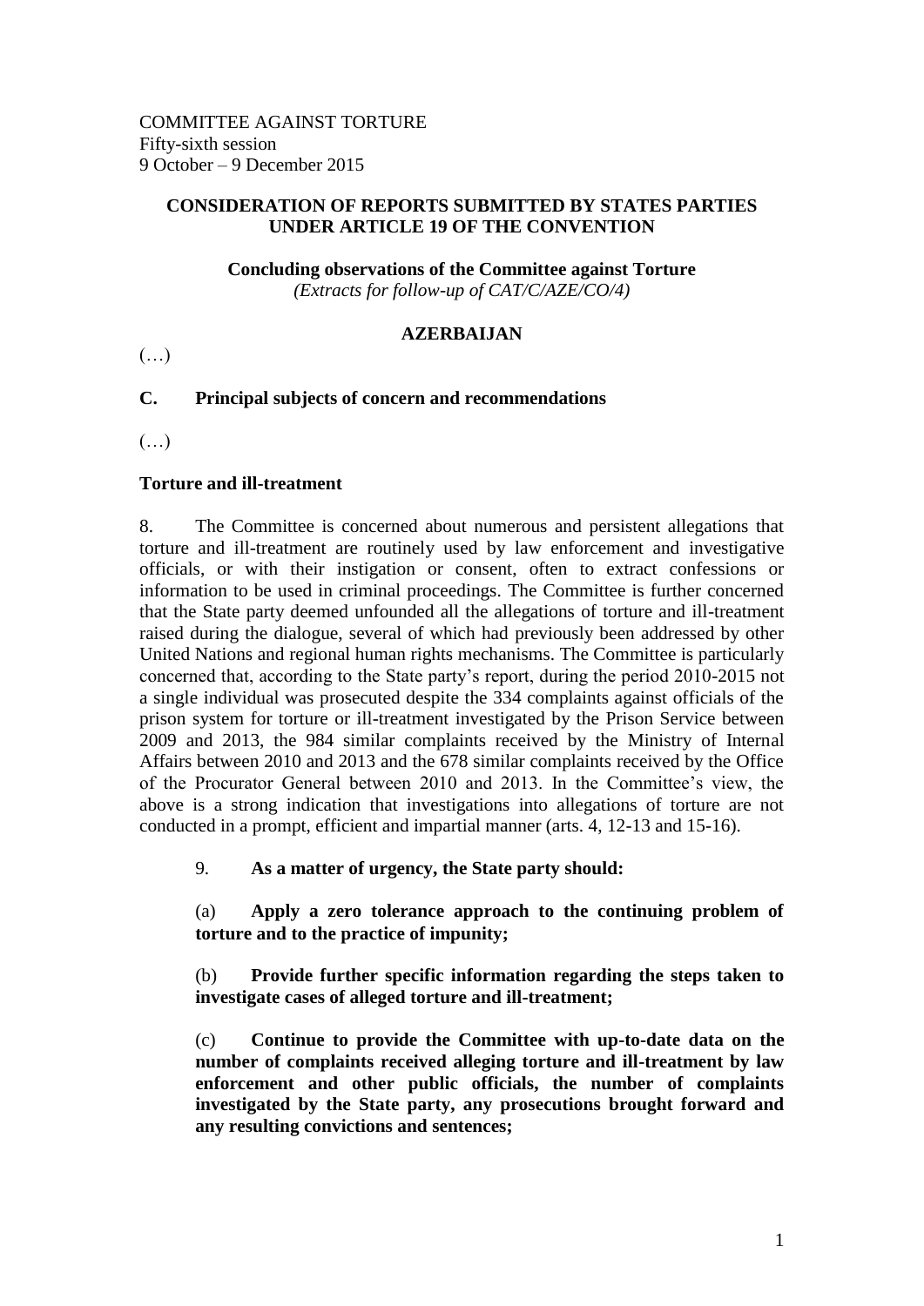COMMITTEE AGAINST TORTURE
Fifty-sixth session
9 October – 9 December 2015

**CONSIDERATION OF REPORTS SUBMITTED BY STATES PARTIES UNDER ARTICLE 19 OF THE CONVENTION**

**Concluding observations of the Committee against Torture**
*(Extracts for follow-up of CAT/C/AZE/CO/4)*

**AZERBAIJAN**

(…)

## C. Principal subjects of concern and recommendations

(…)

### Torture and ill-treatment

8. The Committee is concerned about numerous and persistent allegations that torture and ill-treatment are routinely used by law enforcement and investigative officials, or with their instigation or consent, often to extract confessions or information to be used in criminal proceedings. The Committee is further concerned that the State party deemed unfounded all the allegations of torture and ill-treatment raised during the dialogue, several of which had previously been addressed by other United Nations and regional human rights mechanisms. The Committee is particularly concerned that, according to the State party's report, during the period 2010-2015 not a single individual was prosecuted despite the 334 complaints against officials of the prison system for torture or ill-treatment investigated by the Prison Service between 2009 and 2013, the 984 similar complaints received by the Ministry of Internal Affairs between 2010 and 2013 and the 678 similar complaints received by the Office of the Procurator General between 2010 and 2013. In the Committee's view, the above is a strong indication that investigations into allegations of torture are not conducted in a prompt, efficient and impartial manner (arts. 4, 12-13 and 15-16).

9. **As a matter of urgency, the State party should:**

(a) **Apply a zero tolerance approach to the continuing problem of torture and to the practice of impunity;**

(b) **Provide further specific information regarding the steps taken to investigate cases of alleged torture and ill-treatment;**

(c) **Continue to provide the Committee with up-to-date data on the number of complaints received alleging torture and ill-treatment by law enforcement and other public officials, the number of complaints investigated by the State party, any prosecutions brought forward and any resulting convictions and sentences;**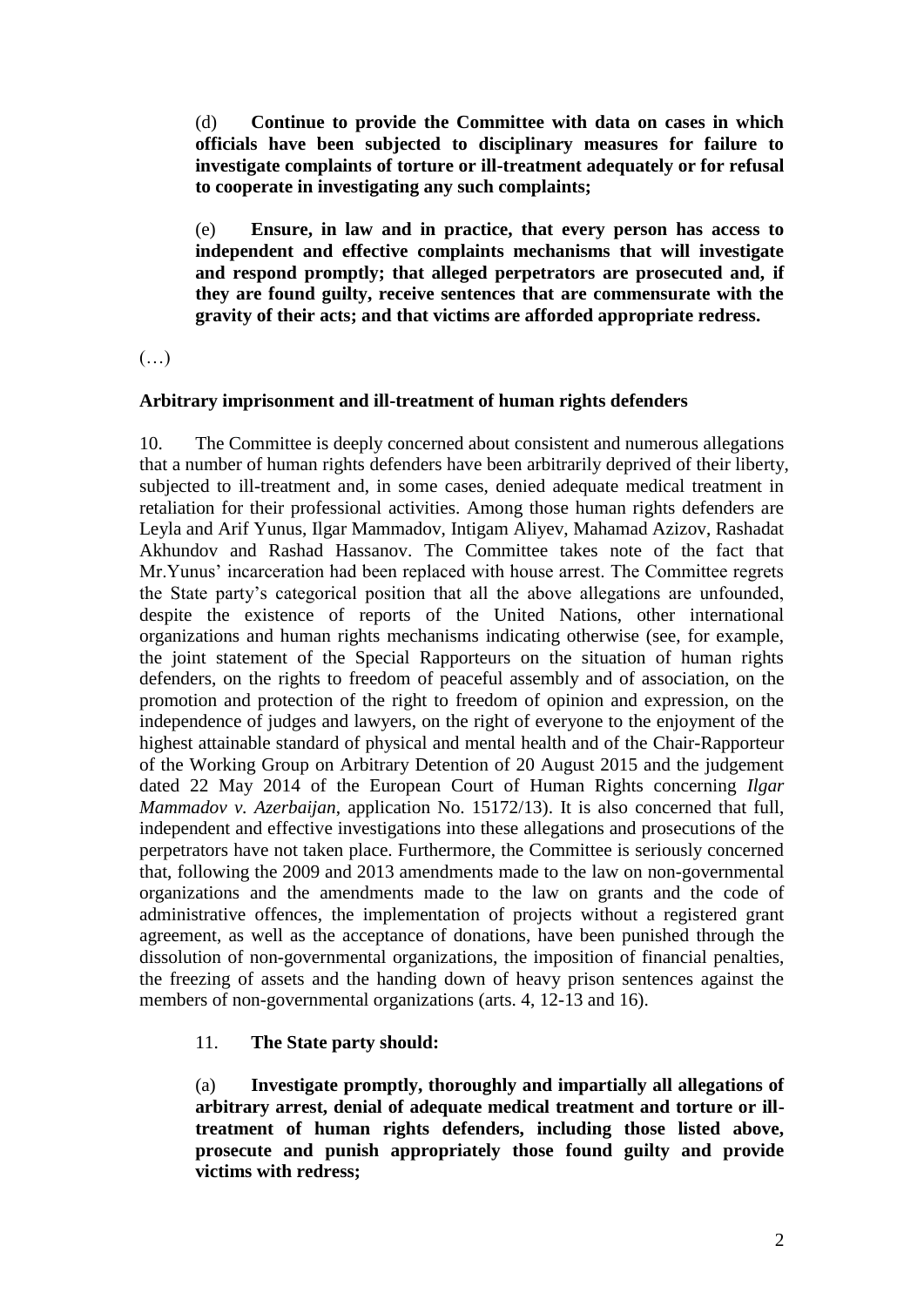(d) **Continue to provide the Committee with data on cases in which officials have been subjected to disciplinary measures for failure to investigate complaints of torture or ill-treatment adequately or for refusal to cooperate in investigating any such complaints;**

(e) **Ensure, in law and in practice, that every person has access to independent and effective complaints mechanisms that will investigate and respond promptly; that alleged perpetrators are prosecuted and, if they are found guilty, receive sentences that are commensurate with the gravity of their acts; and that victims are afforded appropriate redress.**

(…)

**Arbitrary imprisonment and ill-treatment of human rights defenders**

10. The Committee is deeply concerned about consistent and numerous allegations that a number of human rights defenders have been arbitrarily deprived of their liberty, subjected to ill-treatment and, in some cases, denied adequate medical treatment in retaliation for their professional activities. Among those human rights defenders are Leyla and Arif Yunus, Ilgar Mammadov, Intigam Aliyev, Mahamad Azizov, Rashadat Akhundov and Rashad Hassanov. The Committee takes note of the fact that Mr.Yunus' incarceration had been replaced with house arrest. The Committee regrets the State party's categorical position that all the above allegations are unfounded, despite the existence of reports of the United Nations, other international organizations and human rights mechanisms indicating otherwise (see, for example, the joint statement of the Special Rapporteurs on the situation of human rights defenders, on the rights to freedom of peaceful assembly and of association, on the promotion and protection of the right to freedom of opinion and expression, on the independence of judges and lawyers, on the right of everyone to the enjoyment of the highest attainable standard of physical and mental health and of the Chair-Rapporteur of the Working Group on Arbitrary Detention of 20 August 2015 and the judgement dated 22 May 2014 of the European Court of Human Rights concerning *Ilgar Mammadov v. Azerbaijan*, application No. 15172/13). It is also concerned that full, independent and effective investigations into these allegations and prosecutions of the perpetrators have not taken place. Furthermore, the Committee is seriously concerned that, following the 2009 and 2013 amendments made to the law on non-governmental organizations and the amendments made to the law on grants and the code of administrative offences, the implementation of projects without a registered grant agreement, as well as the acceptance of donations, have been punished through the dissolution of non-governmental organizations, the imposition of financial penalties, the freezing of assets and the handing down of heavy prison sentences against the members of non-governmental organizations (arts. 4, 12-13 and 16).

11. **The State party should:**

(a) **Investigate promptly, thoroughly and impartially all allegations of arbitrary arrest, denial of adequate medical treatment and torture or ill-treatment of human rights defenders, including those listed above, prosecute and punish appropriately those found guilty and provide victims with redress;**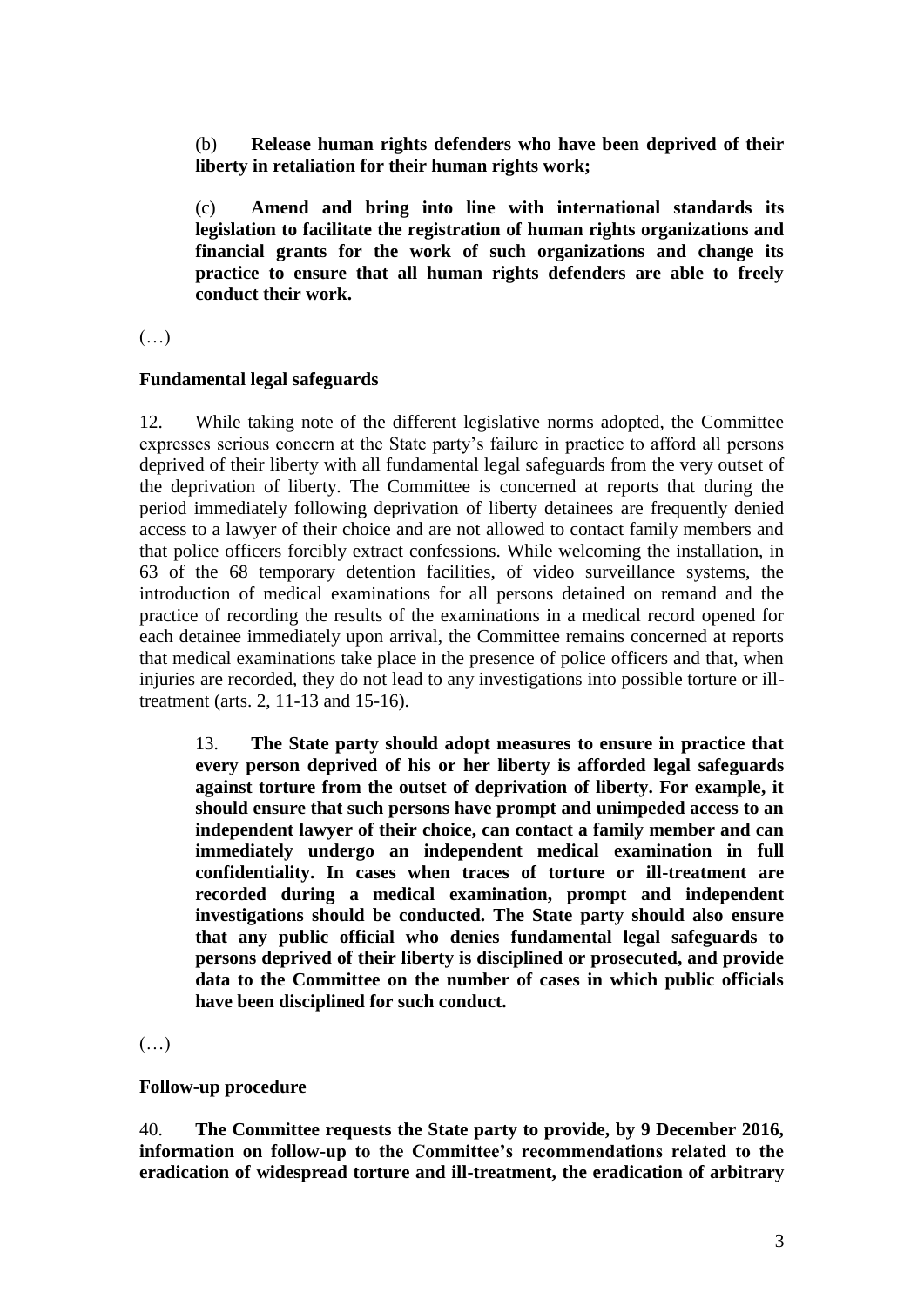(b) **Release human rights defenders who have been deprived of their liberty in retaliation for their human rights work;**

(c) **Amend and bring into line with international standards its legislation to facilitate the registration of human rights organizations and financial grants for the work of such organizations and change its practice to ensure that all human rights defenders are able to freely conduct their work.**

(…)

**Fundamental legal safeguards**

12. While taking note of the different legislative norms adopted, the Committee expresses serious concern at the State party's failure in practice to afford all persons deprived of their liberty with all fundamental legal safeguards from the very outset of the deprivation of liberty. The Committee is concerned at reports that during the period immediately following deprivation of liberty detainees are frequently denied access to a lawyer of their choice and are not allowed to contact family members and that police officers forcibly extract confessions. While welcoming the installation, in 63 of the 68 temporary detention facilities, of video surveillance systems, the introduction of medical examinations for all persons detained on remand and the practice of recording the results of the examinations in a medical record opened for each detainee immediately upon arrival, the Committee remains concerned at reports that medical examinations take place in the presence of police officers and that, when injuries are recorded, they do not lead to any investigations into possible torture or ill-treatment (arts. 2, 11-13 and 15-16).

13. **The State party should adopt measures to ensure in practice that every person deprived of his or her liberty is afforded legal safeguards against torture from the outset of deprivation of liberty. For example, it should ensure that such persons have prompt and unimpeded access to an independent lawyer of their choice, can contact a family member and can immediately undergo an independent medical examination in full confidentiality. In cases when traces of torture or ill-treatment are recorded during a medical examination, prompt and independent investigations should be conducted. The State party should also ensure that any public official who denies fundamental legal safeguards to persons deprived of their liberty is disciplined or prosecuted, and provide data to the Committee on the number of cases in which public officials have been disciplined for such conduct.**

(…)

**Follow-up procedure**

40. **The Committee requests the State party to provide, by 9 December 2016, information on follow-up to the Committee's recommendations related to the eradication of widespread torture and ill-treatment, the eradication of arbitrary**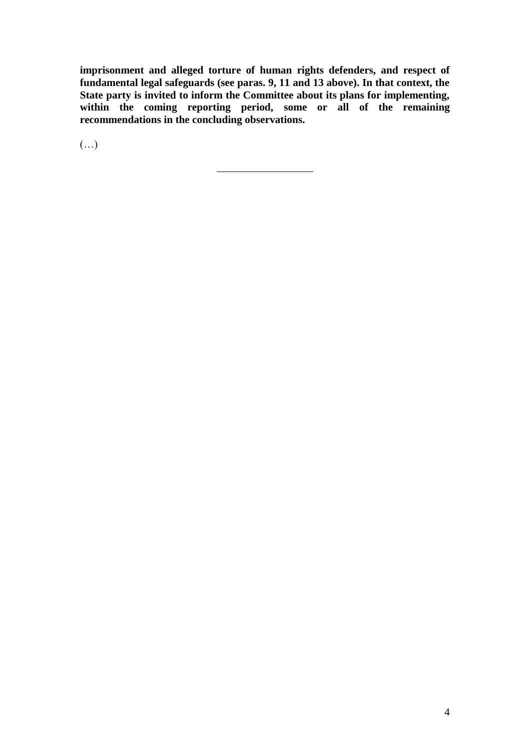**imprisonment and alleged torture of human rights defenders, and respect of fundamental legal safeguards (see paras. 9, 11 and 13 above). In that context, the State party is invited to inform the Committee about its plans for implementing, within the coming reporting period, some or all of the remaining recommendations in the concluding observations.**

(…)